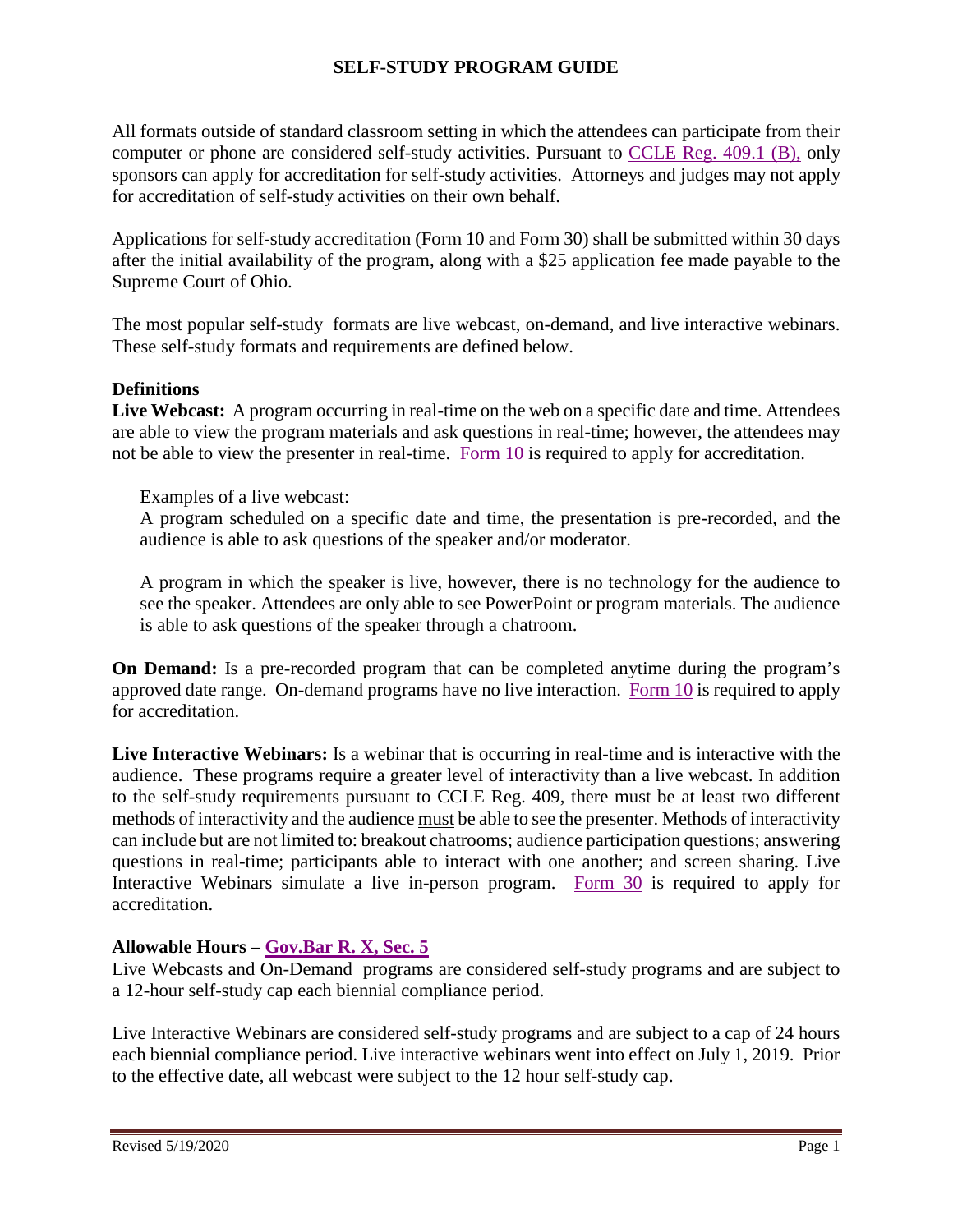# SELF-STUDY PROGRAM GUIDE

All formats outside of standard classroom setting in which the attendees can participate from their computer or phone are considered self-study activities. Pursuant to CCLE Reg. 409.1 (B), only sponsors can apply for accreditation for self-study activities. Attorneys and judges may not apply for accreditation of self-study activities on their own behalf.

Applications for self-study accreditation (Form 10 and Form 30) shall be submitted within 30 days after the initial availability of the program, along with a $25 application fee made payable to the Supreme Court of Ohio.

The most popular self-study formats are live webcast, on-demand, and live interactive webinars. These self-study formats and requirements are defined below.

## Definitions

**Live Webcast:** A program occurring in real-time on the web on a specific date and time. Attendees are able to view the program materials and ask questions in real-time; however, the attendees may not be able to view the presenter in real-time. Form 10 is required to apply for accreditation.

Examples of a live webcast:

A program scheduled on a specific date and time, the presentation is pre-recorded, and the audience is able to ask questions of the speaker and/or moderator.

A program in which the speaker is live, however, there is no technology for the audience to see the speaker. Attendees are only able to see PowerPoint or program materials. The audience is able to ask questions of the speaker through a chatroom.

**On Demand:** Is a pre-recorded program that can be completed anytime during the program's approved date range. On-demand programs have no live interaction. Form 10 is required to apply for accreditation.

**Live Interactive Webinars:** Is a webinar that is occurring in real-time and is interactive with the audience. These programs require a greater level of interactivity than a live webcast. In addition to the self-study requirements pursuant to CCLE Reg. 409, there must be at least two different methods of interactivity and the audience must be able to see the presenter. Methods of interactivity can include but are not limited to: breakout chatrooms; audience participation questions; answering questions in real-time; participants able to interact with one another; and screen sharing. Live Interactive Webinars simulate a live in-person program. Form 30 is required to apply for accreditation.

## Allowable Hours – Gov.Bar R. X, Sec. 5

Live Webcasts and On-Demand programs are considered self-study programs and are subject to a 12-hour self-study cap each biennial compliance period.

Live Interactive Webinars are considered self-study programs and are subject to a cap of 24 hours each biennial compliance period. Live interactive webinars went into effect on July 1, 2019. Prior to the effective date, all webcast were subject to the 12 hour self-study cap.

Revised 5/19/2020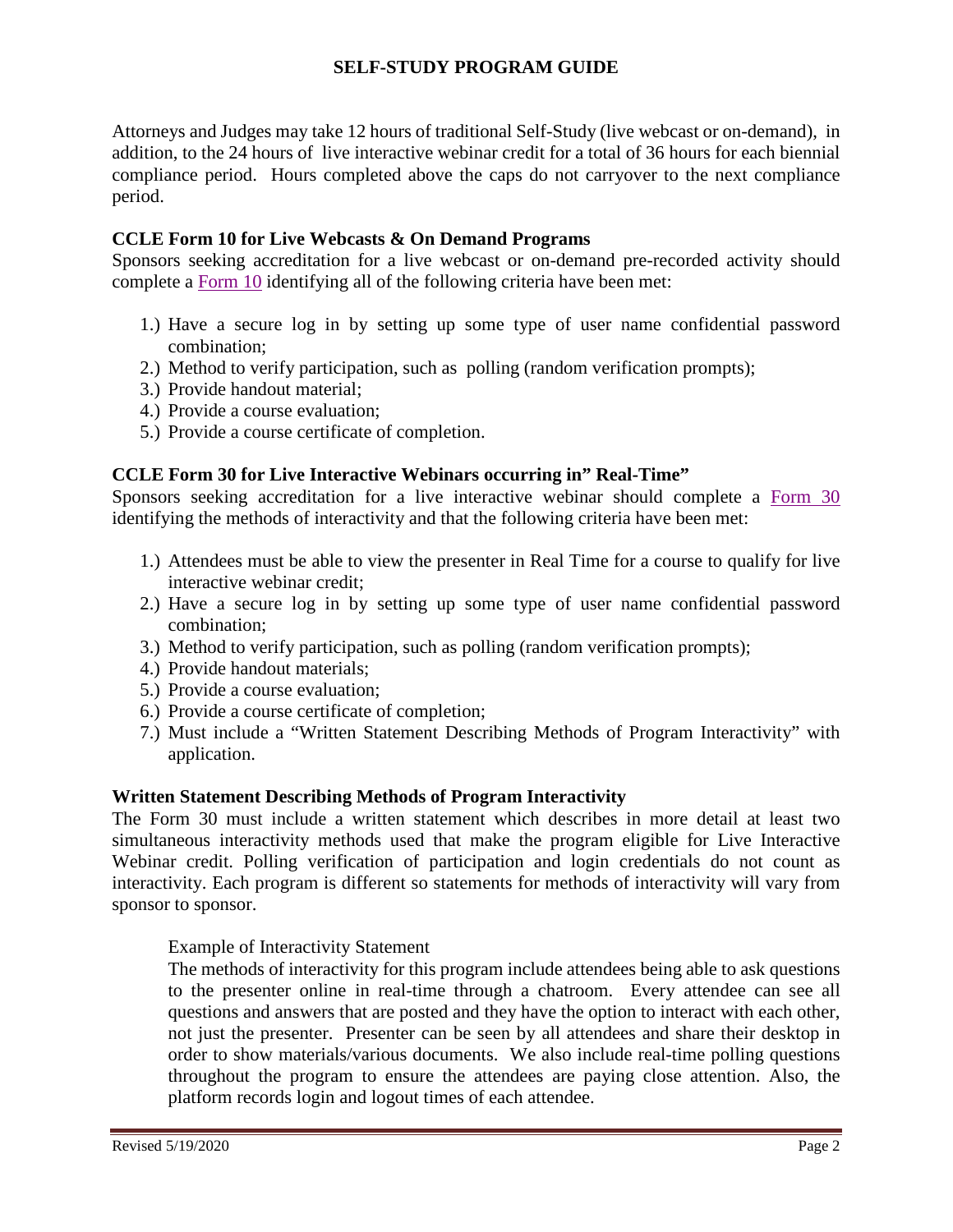# SELF-STUDY PROGRAM GUIDE

Attorneys and Judges may take 12 hours of traditional Self-Study (live webcast or on-demand), in addition, to the 24 hours of live interactive webinar credit for a total of 36 hours for each biennial compliance period. Hours completed above the caps do not carryover to the next compliance period.

### CCLE Form 10 for Live Webcasts & On Demand Programs

Sponsors seeking accreditation for a live webcast or on-demand pre-recorded activity should complete a Form 10 identifying all of the following criteria have been met:

1.) Have a secure log in by setting up some type of user name confidential password combination;
2.) Method to verify participation, such as polling (random verification prompts);
3.) Provide handout material;
4.) Provide a course evaluation;
5.) Provide a course certificate of completion.

### CCLE Form 30 for Live Interactive Webinars occurring in" Real-Time"

Sponsors seeking accreditation for a live interactive webinar should complete a Form 30 identifying the methods of interactivity and that the following criteria have been met:

1.) Attendees must be able to view the presenter in Real Time for a course to qualify for live interactive webinar credit;
2.) Have a secure log in by setting up some type of user name confidential password combination;
3.) Method to verify participation, such as polling (random verification prompts);
4.) Provide handout materials;
5.) Provide a course evaluation;
6.) Provide a course certificate of completion;
7.) Must include a "Written Statement Describing Methods of Program Interactivity" with application.

### Written Statement Describing Methods of Program Interactivity

The Form 30 must include a written statement which describes in more detail at least two simultaneous interactivity methods used that make the program eligible for Live Interactive Webinar credit. Polling verification of participation and login credentials do not count as interactivity. Each program is different so statements for methods of interactivity will vary from sponsor to sponsor.

> Example of Interactivity Statement
>
> The methods of interactivity for this program include attendees being able to ask questions to the presenter online in real-time through a chatroom. Every attendee can see all questions and answers that are posted and they have the option to interact with each other, not just the presenter. Presenter can be seen by all attendees and share their desktop in order to show materials/various documents. We also include real-time polling questions throughout the program to ensure the attendees are paying close attention. Also, the platform records login and logout times of each attendee.